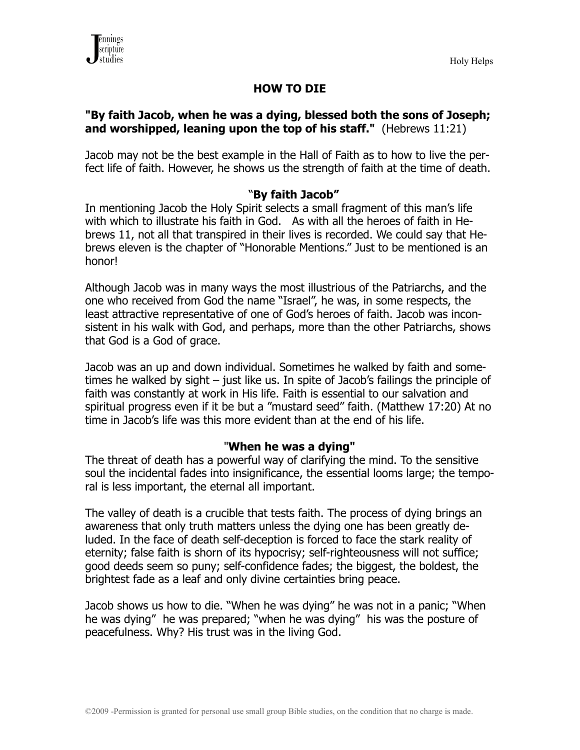# HOW TO DIE

**"By faith Jacob, when he was a dying, blessed both the sons of Joseph; and worshipped, leaning upon the top of his staff."** (Hebrews 11:21)

Jacob may not be the best example in the Hall of Faith as to how to live the perfect life of faith. However, he shows us the strength of faith at the time of death.

## "By faith Jacob"

In mentioning Jacob the Holy Spirit selects a small fragment of this man's life with which to illustrate his faith in God. As with all the heroes of faith in Hebrews 11, not all that transpired in their lives is recorded. We could say that Hebrews eleven is the chapter of "Honorable Mentions." Just to be mentioned is an honor!

Although Jacob was in many ways the most illustrious of the Patriarchs, and the one who received from God the name "Israel", he was, in some respects, the least attractive representative of one of God's heroes of faith. Jacob was inconsistent in his walk with God, and perhaps, more than the other Patriarchs, shows that God is a God of grace.

Jacob was an up and down individual. Sometimes he walked by faith and sometimes he walked by sight – just like us. In spite of Jacob's failings the principle of faith was constantly at work in His life. Faith is essential to our salvation and spiritual progress even if it be but a "mustard seed" faith. (Matthew 17:20) At no time in Jacob's life was this more evident than at the end of his life.

## "When he was a dying"

The threat of death has a powerful way of clarifying the mind. To the sensitive soul the incidental fades into insignificance, the essential looms large; the temporal is less important, the eternal all important.

The valley of death is a crucible that tests faith. The process of dying brings an awareness that only truth matters unless the dying one has been greatly deluded. In the face of death self-deception is forced to face the stark reality of eternity; false faith is shorn of its hypocrisy; self-righteousness will not suffice; good deeds seem so puny; self-confidence fades; the biggest, the boldest, the brightest fade as a leaf and only divine certainties bring peace.

Jacob shows us how to die. "When he was dying" he was not in a panic; "When he was dying" he was prepared; "when he was dying" his was the posture of peacefulness. Why? His trust was in the living God.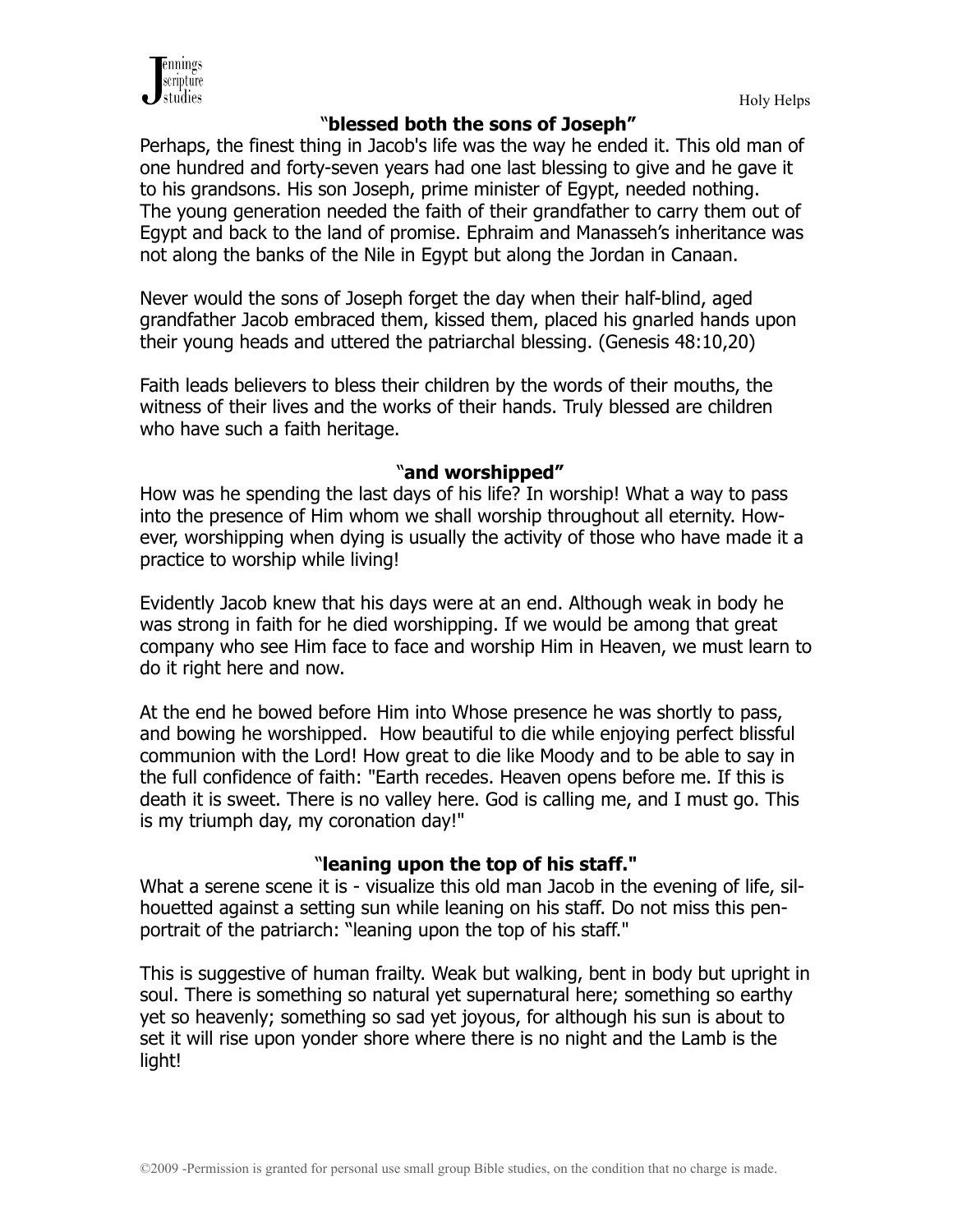### "blessed both the sons of Joseph"

Perhaps, the finest thing in Jacob's life was the way he ended it. This old man of one hundred and forty-seven years had one last blessing to give and he gave it to his grandsons. His son Joseph, prime minister of Egypt, needed nothing. The young generation needed the faith of their grandfather to carry them out of Egypt and back to the land of promise. Ephraim and Manasseh's inheritance was not along the banks of the Nile in Egypt but along the Jordan in Canaan.

Never would the sons of Joseph forget the day when their half-blind, aged grandfather Jacob embraced them, kissed them, placed his gnarled hands upon their young heads and uttered the patriarchal blessing. (Genesis 48:10,20)

Faith leads believers to bless their children by the words of their mouths, the witness of their lives and the works of their hands. Truly blessed are children who have such a faith heritage.

### "and worshipped"

How was he spending the last days of his life? In worship! What a way to pass into the presence of Him whom we shall worship throughout all eternity. However, worshipping when dying is usually the activity of those who have made it a practice to worship while living!

Evidently Jacob knew that his days were at an end. Although weak in body he was strong in faith for he died worshipping. If we would be among that great company who see Him face to face and worship Him in Heaven, we must learn to do it right here and now.

At the end he bowed before Him into Whose presence he was shortly to pass, and bowing he worshipped. How beautiful to die while enjoying perfect blissful communion with the Lord! How great to die like Moody and to be able to say in the full confidence of faith: "Earth recedes. Heaven opens before me. If this is death it is sweet. There is no valley here. God is calling me, and I must go. This is my triumph day, my coronation day!"

### "leaning upon the top of his staff."

What a serene scene it is - visualize this old man Jacob in the evening of life, silhouetted against a setting sun while leaning on his staff. Do not miss this pen-portrait of the patriarch: "leaning upon the top of his staff."

This is suggestive of human frailty. Weak but walking, bent in body but upright in soul. There is something so natural yet supernatural here; something so earthy yet so heavenly; something so sad yet joyous, for although his sun is about to set it will rise upon yonder shore where there is no night and the Lamb is the light!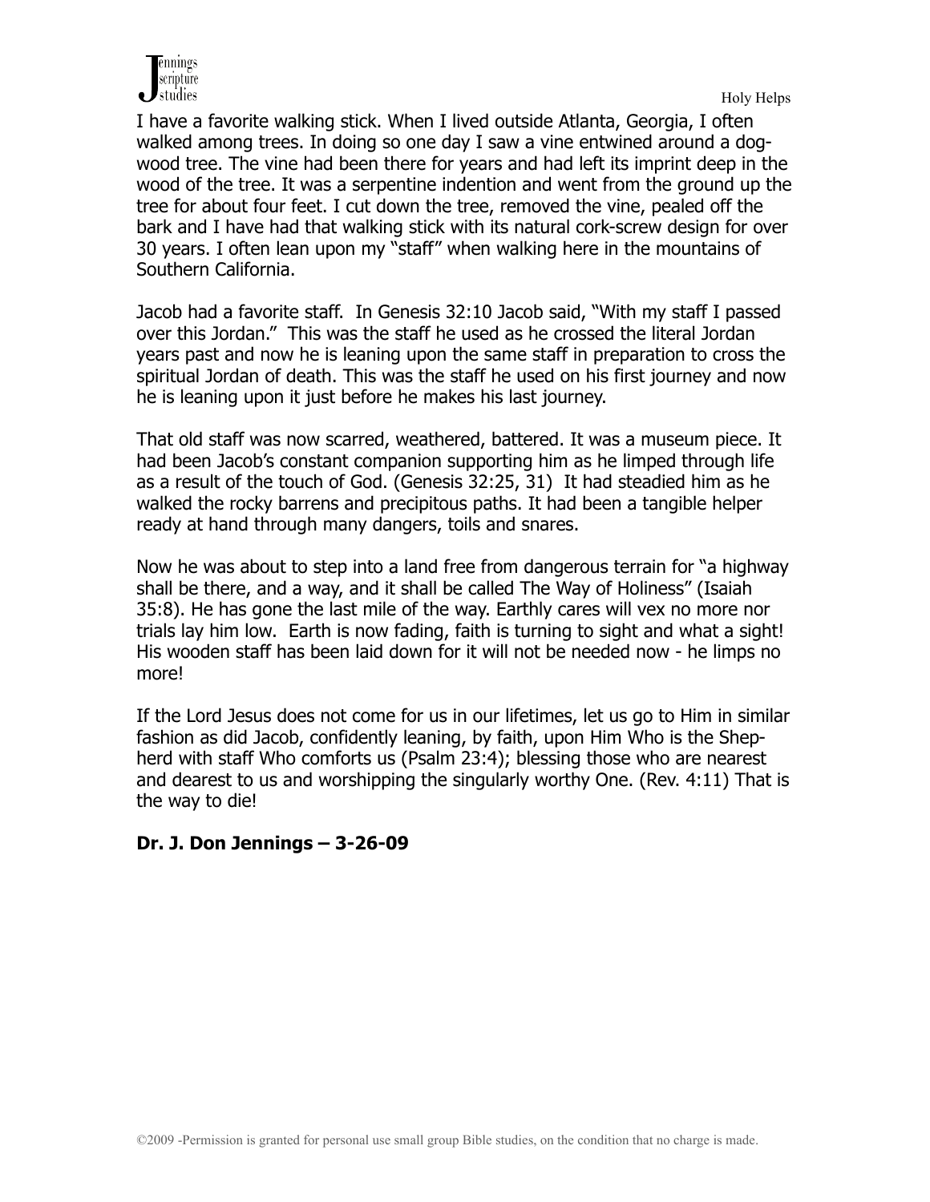I have a favorite walking stick. When I lived outside Atlanta, Georgia, I often walked among trees. In doing so one day I saw a vine entwined around a dogwood tree. The vine had been there for years and had left its imprint deep in the wood of the tree. It was a serpentine indention and went from the ground up the tree for about four feet. I cut down the tree, removed the vine, pealed off the bark and I have had that walking stick with its natural cork-screw design for over 30 years. I often lean upon my "staff" when walking here in the mountains of Southern California.

Jacob had a favorite staff. In Genesis 32:10 Jacob said, "With my staff I passed over this Jordan." This was the staff he used as he crossed the literal Jordan years past and now he is leaning upon the same staff in preparation to cross the spiritual Jordan of death. This was the staff he used on his first journey and now he is leaning upon it just before he makes his last journey.

That old staff was now scarred, weathered, battered. It was a museum piece. It had been Jacob's constant companion supporting him as he limped through life as a result of the touch of God. (Genesis 32:25, 31) It had steadied him as he walked the rocky barrens and precipitous paths. It had been a tangible helper ready at hand through many dangers, toils and snares.

Now he was about to step into a land free from dangerous terrain for "a highway shall be there, and a way, and it shall be called The Way of Holiness" (Isaiah 35:8). He has gone the last mile of the way. Earthly cares will vex no more nor trials lay him low. Earth is now fading, faith is turning to sight and what a sight! His wooden staff has been laid down for it will not be needed now - he limps no more!

If the Lord Jesus does not come for us in our lifetimes, let us go to Him in similar fashion as did Jacob, confidently leaning, by faith, upon Him Who is the Shepherd with staff Who comforts us (Psalm 23:4); blessing those who are nearest and dearest to us and worshipping the singularly worthy One. (Rev. 4:11) That is the way to die!

**Dr. J. Don Jennings – 3-26-09**